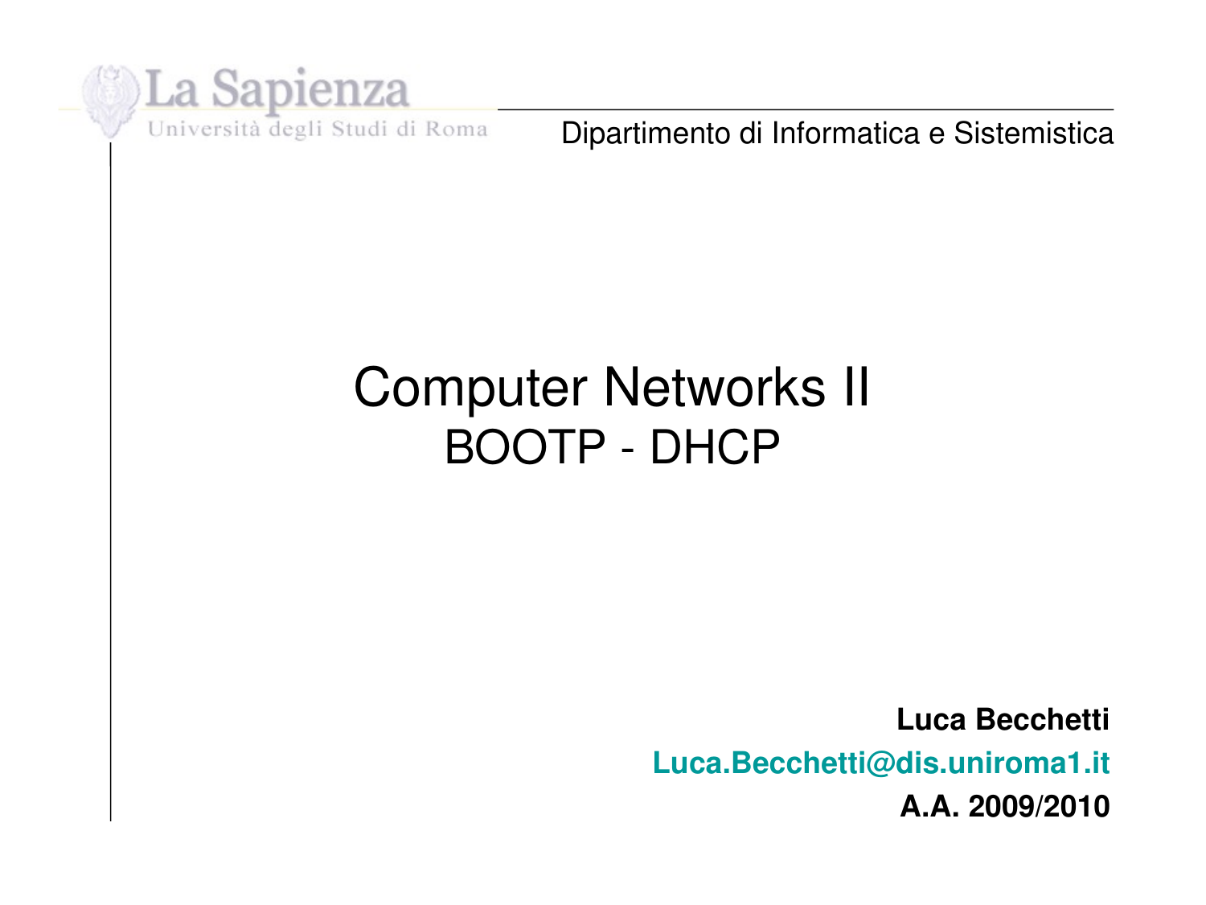La Sapienza

Università degli Studi di Roma

Dipartimento di Informatica e Sistemistica

# Computer Networks II
## BOOTP - DHCP

**Luca Becchetti**

**Luca.Becchetti@dis.uniroma1.it**

**A.A. 2009/2010**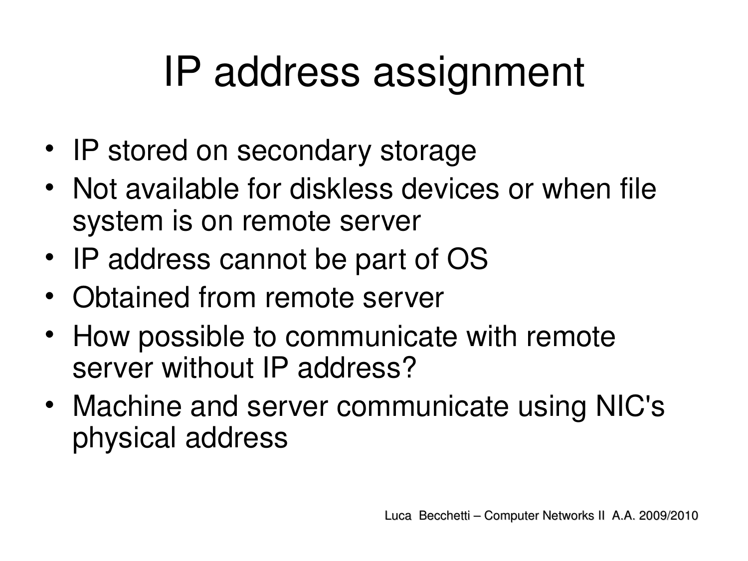# IP address assignment

- IP stored on secondary storage
- Not available for diskless devices or when file system is on remote server
- IP address cannot be part of OS
- Obtained from remote server
- How possible to communicate with remote server without IP address?
- Machine and server communicate using NIC's physical address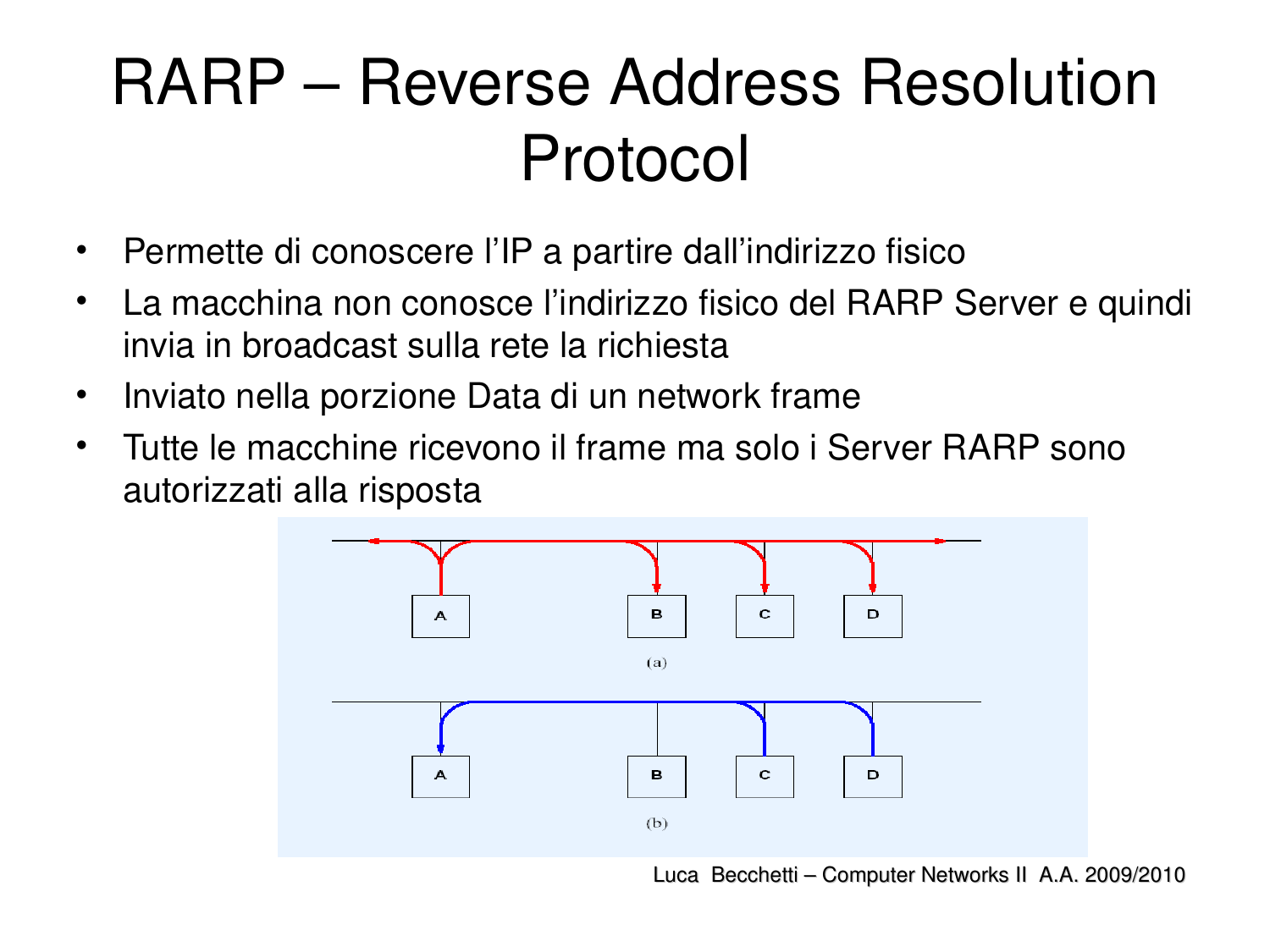# RARP – Reverse Address Resolution Protocol

- Permette di conoscere l'IP a partire dall'indirizzo fisico
- La macchina non conosce l'indirizzo fisico del RARP Server e quindi invia in broadcast sulla rete la richiesta
- Inviato nella porzione Data di un network frame
- Tutte le macchine ricevono il frame ma solo i Server RARP sono autorizzati alla risposta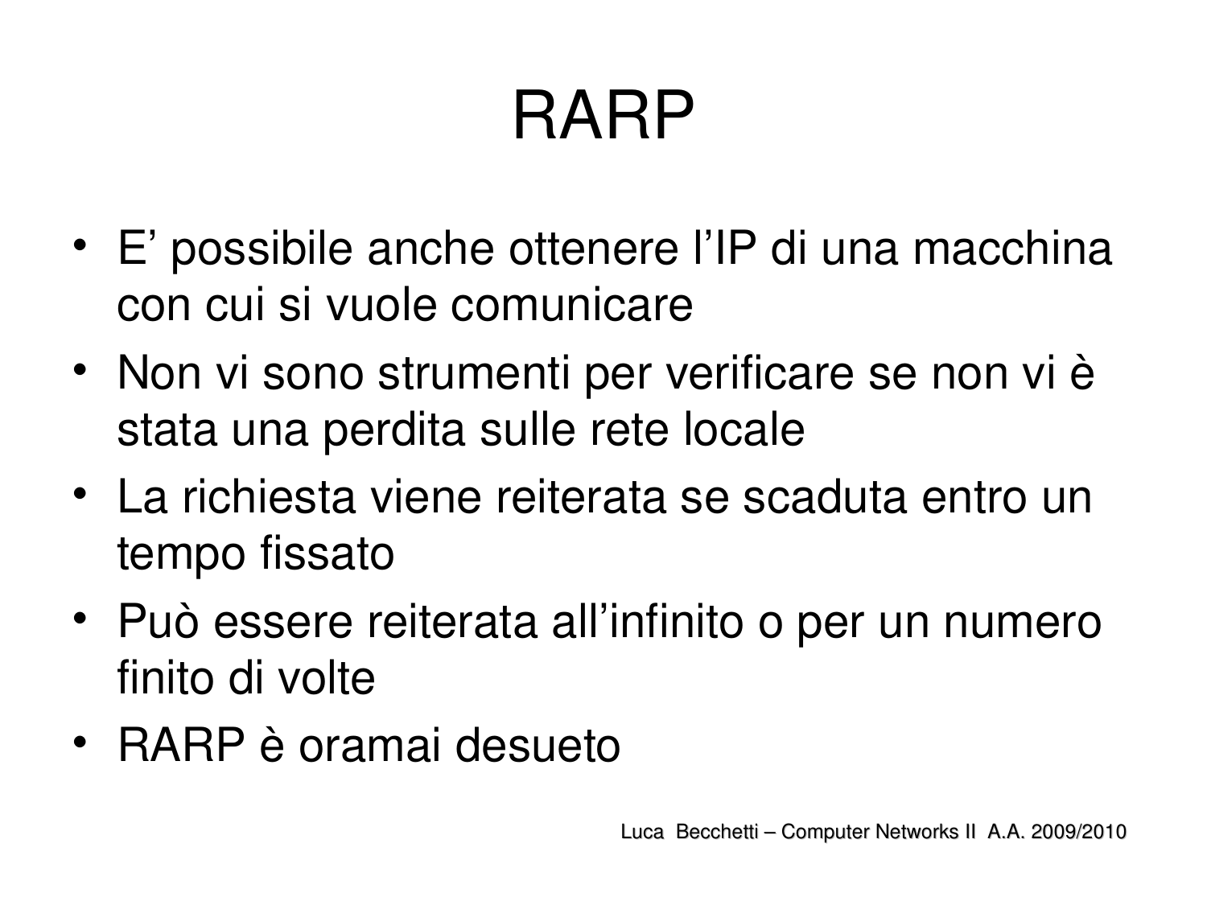# RARP

- E’ possibile anche ottenere l’IP di una macchina con cui si vuole comunicare
- Non vi sono strumenti per verificare se non vi è stata una perdita sulle rete locale
- La richiesta viene reiterata se scaduta entro un tempo fissato
- Può essere reiterata all’infinito o per un numero finito di volte
- RARP è oramai desueto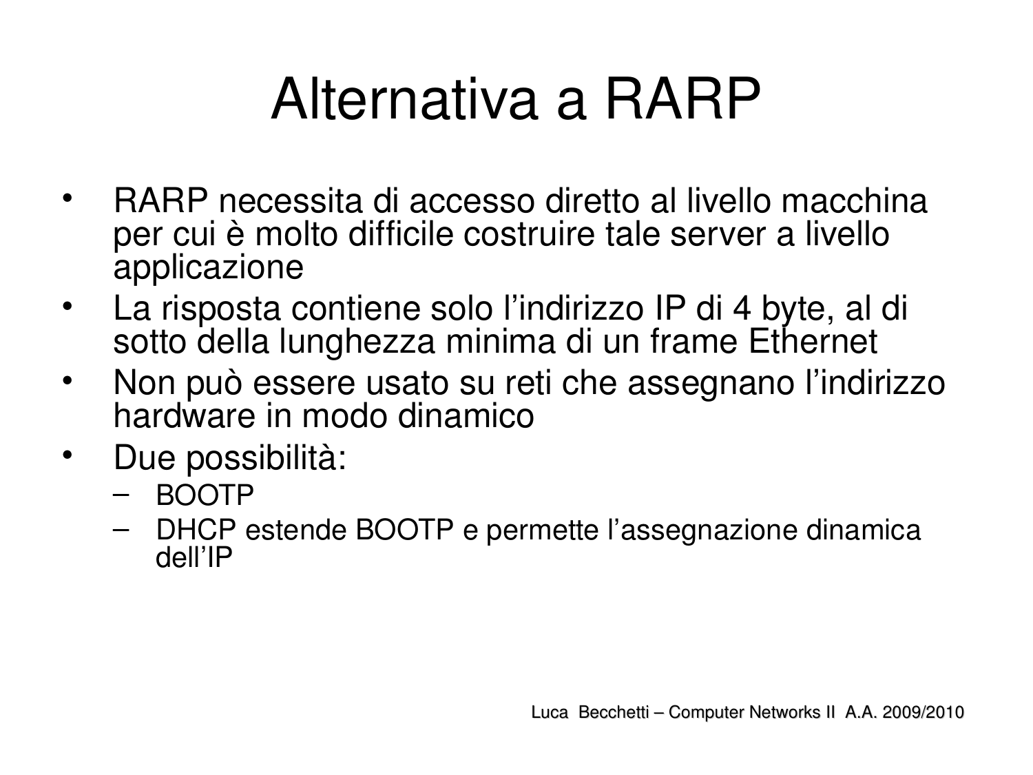# Alternativa a RARP

- RARP necessita di accesso diretto al livello macchina per cui è molto difficile costruire tale server a livello applicazione
- La risposta contiene solo l’indirizzo IP di 4 byte, al di sotto della lunghezza minima di un frame Ethernet
- Non può essere usato su reti che assegnano l’indirizzo hardware in modo dinamico
- Due possibilità:
  - BOOTP
  - DHCP estende BOOTP e permette l’assegnazione dinamica dell’IP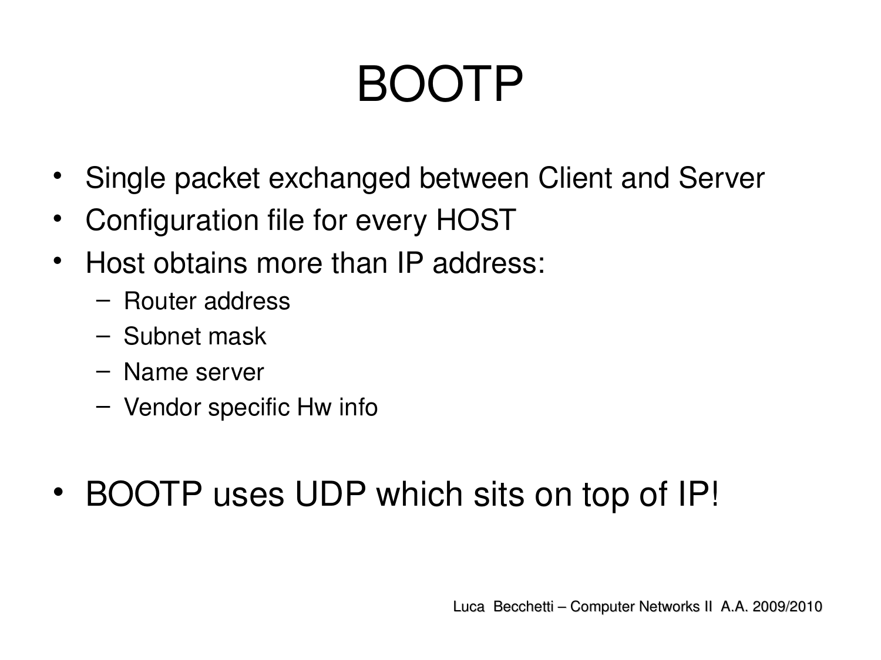# BOOTP

- Single packet exchanged between Client and Server
- Configuration file for every HOST
- Host obtains more than IP address:
  - Router address
  - Subnet mask
  - Name server
  - Vendor specific Hw info

- BOOTP uses UDP which sits on top of IP!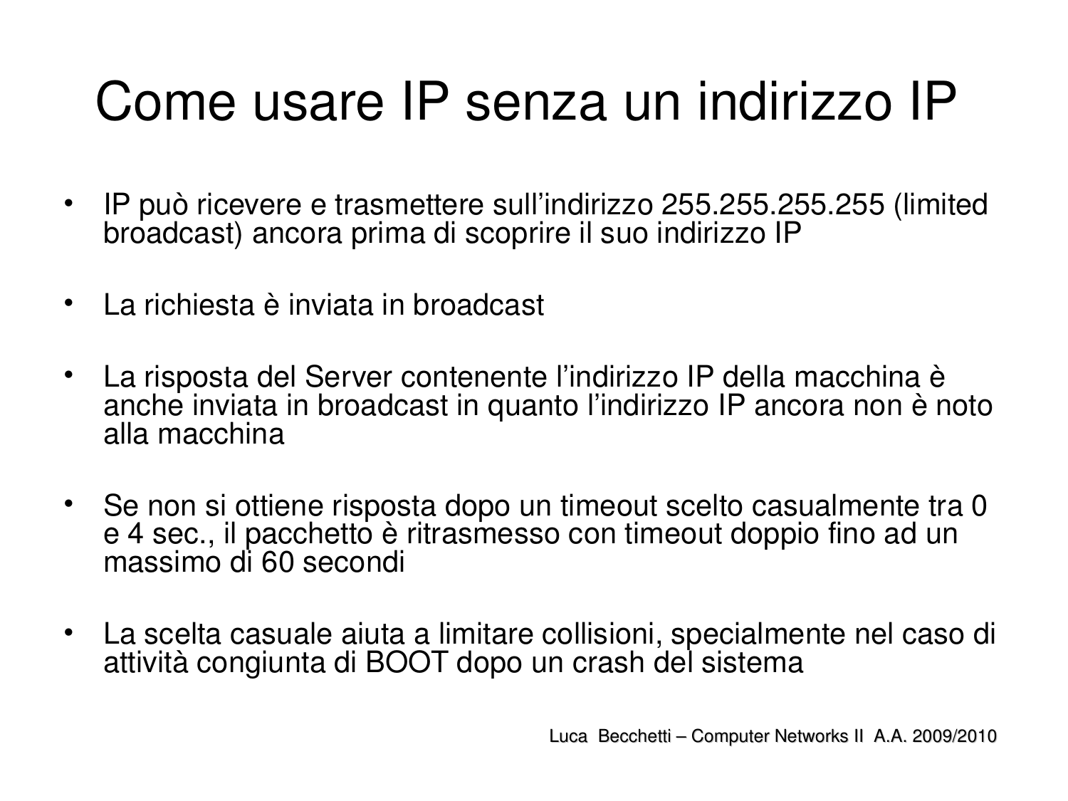# Come usare IP senza un indirizzo IP

- IP può ricevere e trasmettere sull'indirizzo 255.255.255.255 (limited broadcast) ancora prima di scoprire il suo indirizzo IP
- La richiesta è inviata in broadcast
- La risposta del Server contenente l'indirizzo IP della macchina è anche inviata in broadcast in quanto l'indirizzo IP ancora non è noto alla macchina
- Se non si ottiene risposta dopo un timeout scelto casualmente tra 0 e 4 sec., il pacchetto è ritrasmesso con timeout doppio fino ad un massimo di 60 secondi
- La scelta casuale aiuta a limitare collisioni, specialmente nel caso di attività congiunta di BOOT dopo un crash del sistema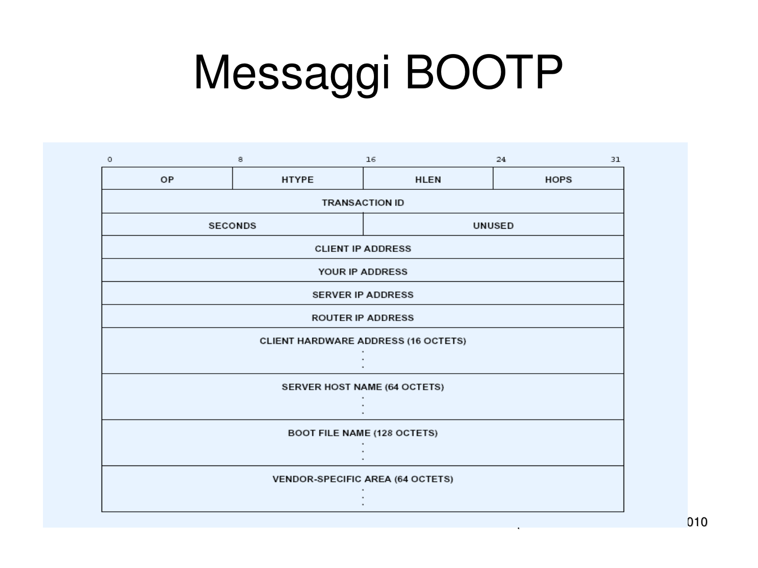# Messaggi BOOTP

| 0 | 8 | 16 | 24 31 |
|---|---|---|---|
| OP | HTYPE | HLEN | HOPS |
| TRANSACTION ID | | | |
| SECONDS | | UNUSED | |
| CLIENT IP ADDRESS | | | |
| YOUR IP ADDRESS | | | |
| SERVER IP ADDRESS | | | |
| ROUTER IP ADDRESS | | | |
| CLIENT HARDWARE ADDRESS (16 OCTETS) | | | |
| SERVER HOST NAME (64 OCTETS) | | | |
| BOOT FILE NAME (128 OCTETS) | | | |
| VENDOR-SPECIFIC AREA (64 OCTETS) | | | |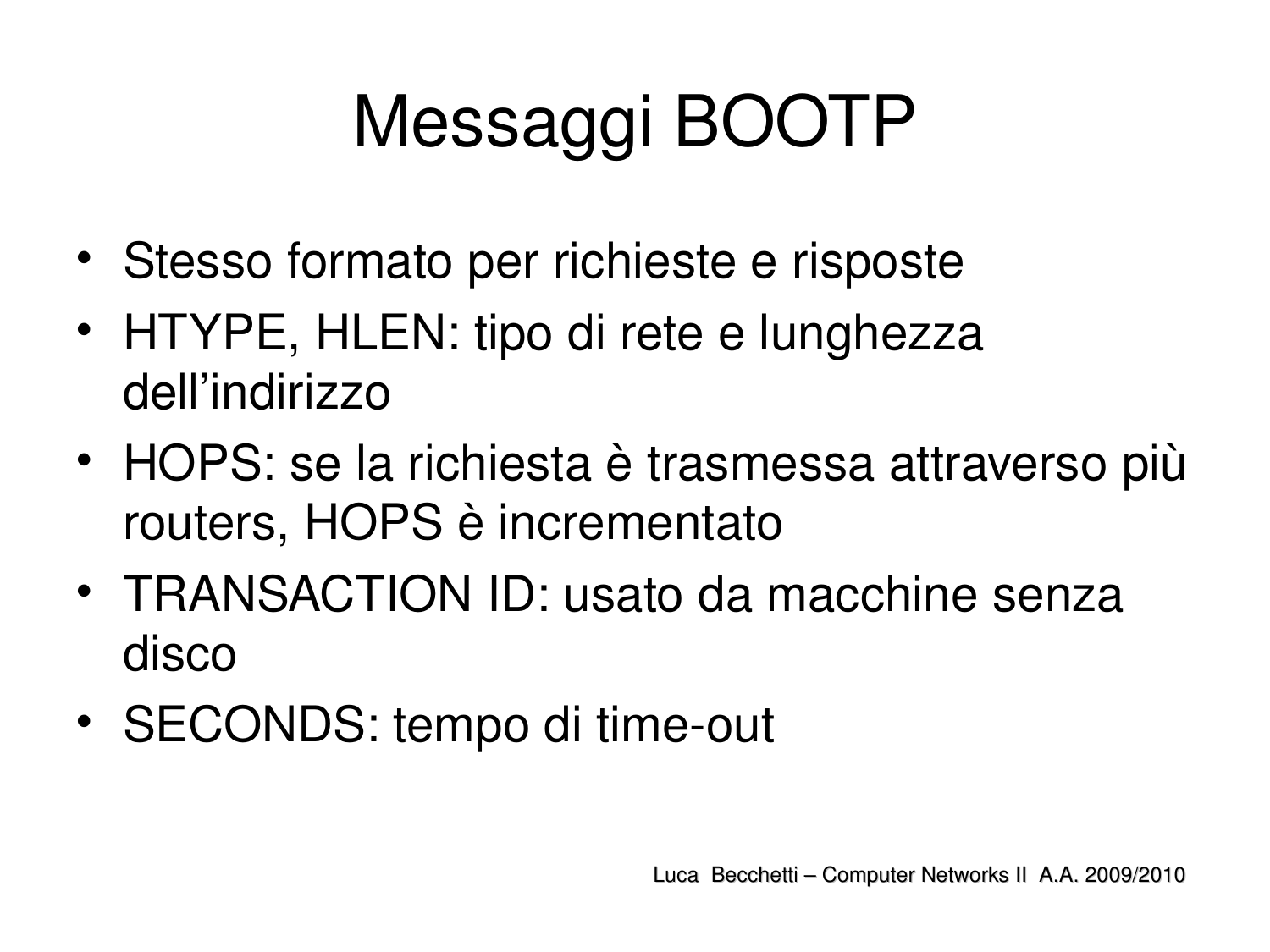# Messaggi BOOTP

- Stesso formato per richieste e risposte
- HTYPE, HLEN: tipo di rete e lunghezza dell'indirizzo
- HOPS: se la richiesta è trasmessa attraverso più routers, HOPS è incrementato
- TRANSACTION ID: usato da macchine senza disco
- SECONDS: tempo di time-out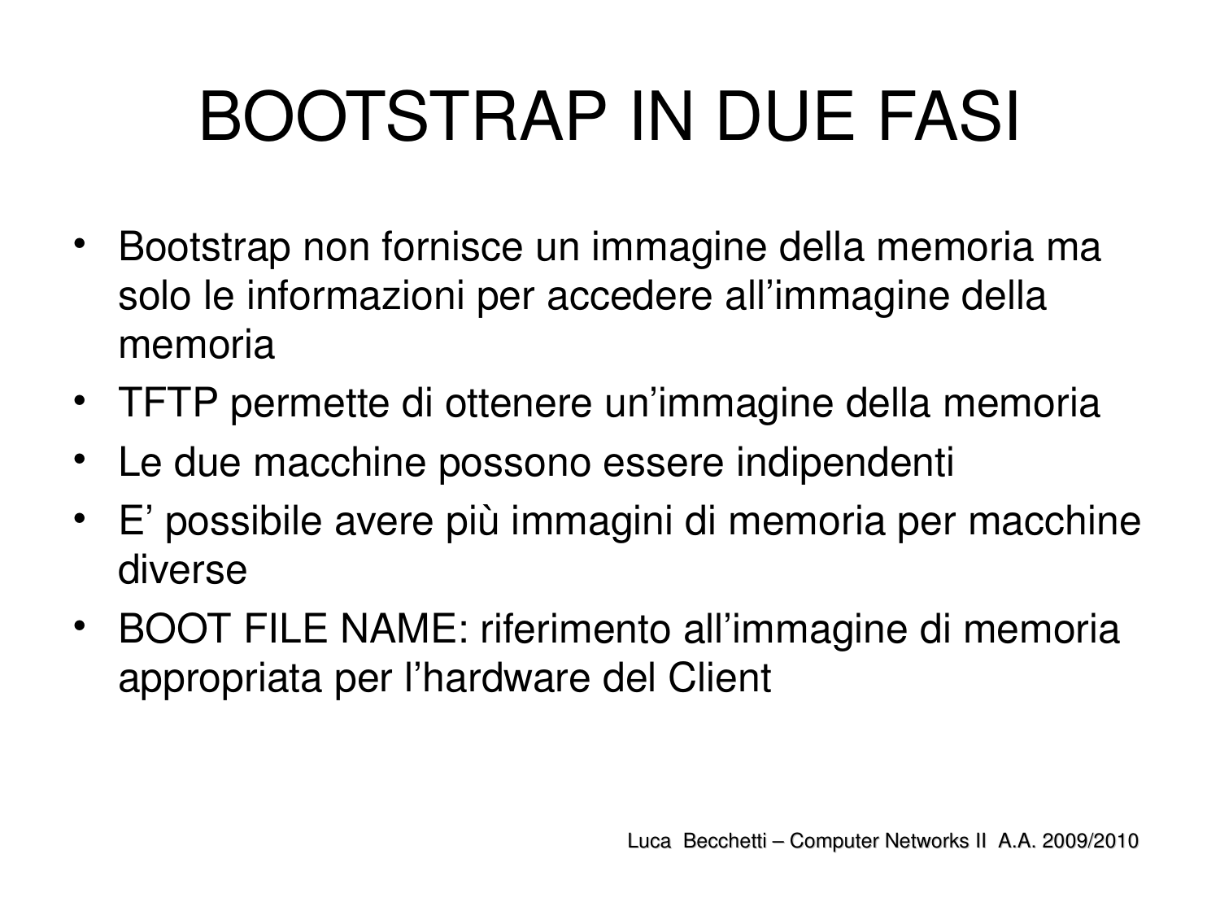# BOOTSTRAP IN DUE FASI

- Bootstrap non fornisce un immagine della memoria ma solo le informazioni per accedere all'immagine della memoria
- TFTP permette di ottenere un'immagine della memoria
- Le due macchine possono essere indipendenti
- E' possibile avere più immagini di memoria per macchine diverse
- BOOT FILE NAME: riferimento all'immagine di memoria appropriata per l'hardware del Client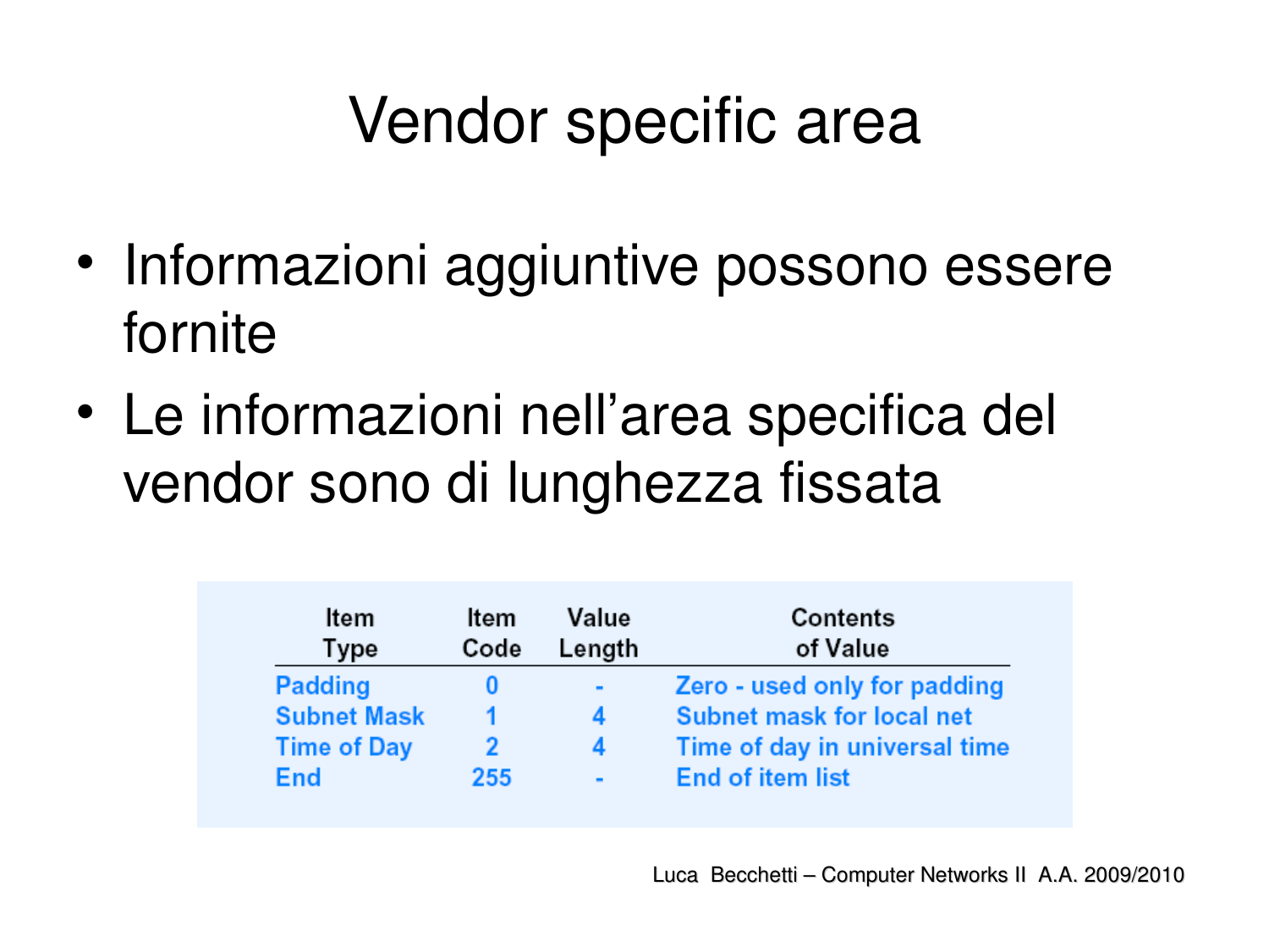# Vendor specific area

- Informazioni aggiuntive possono essere fornite
- Le informazioni nell'area specifica del vendor sono di lunghezza fissata

| Item Type | Item Code | Value Length | Contents of Value |
|---|---|---|---|
| Padding | 0 | - | Zero - used only for padding |
| Subnet Mask | 1 | 4 | Subnet mask for local net |
| Time of Day | 2 | 4 | Time of day in universal time |
| End | 255 | - | End of item list |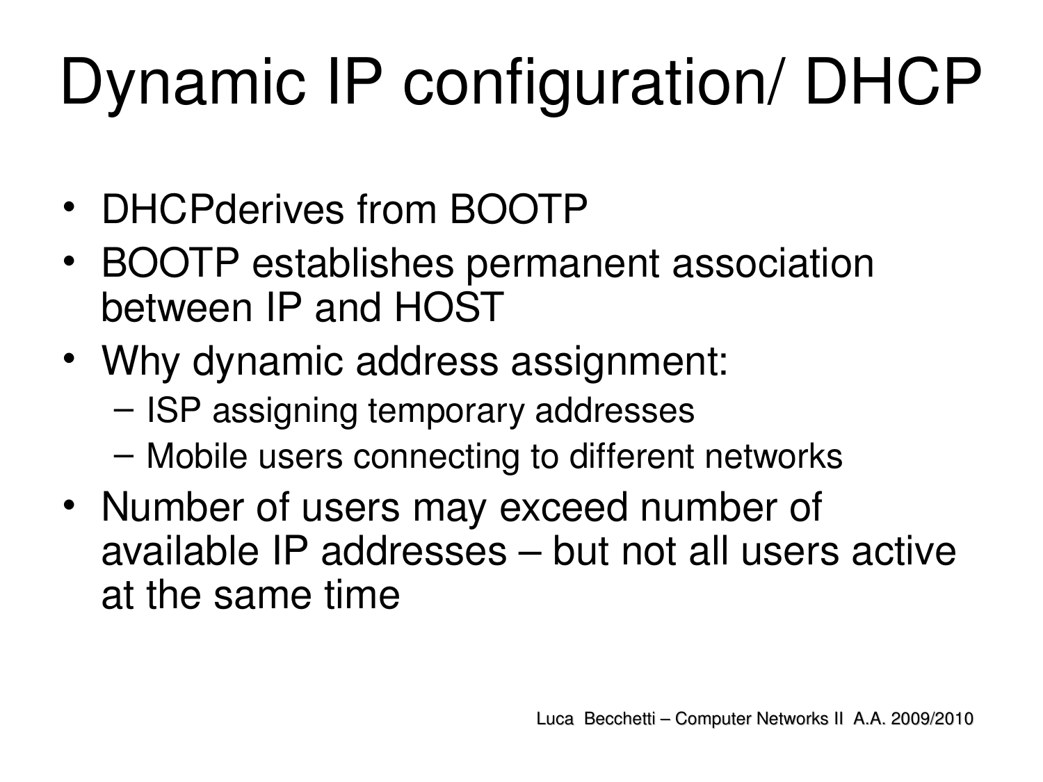# Dynamic IP configuration/ DHCP

- DHCPderives from BOOTP
- BOOTP establishes permanent association between IP and HOST
- Why dynamic address assignment:
  - ISP assigning temporary addresses
  - Mobile users connecting to different networks
- Number of users may exceed number of available IP addresses – but not all users active at the same time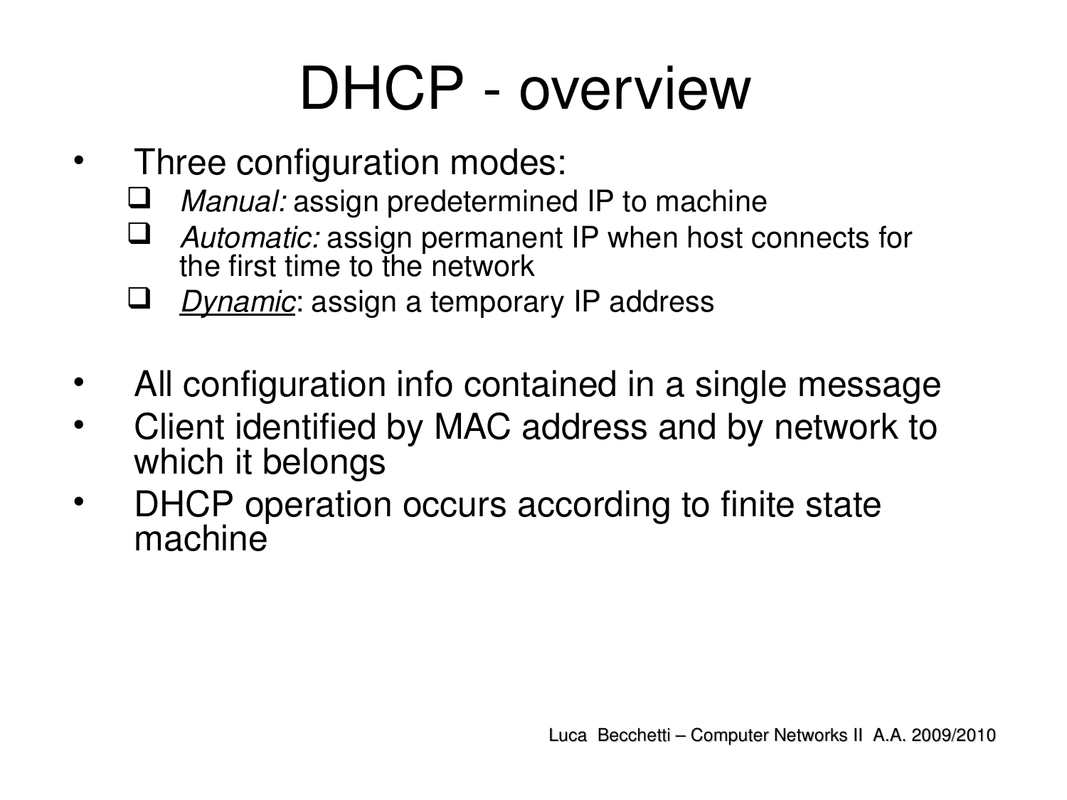# DHCP - overview

- Three configuration modes:
  - *Manual:* assign predetermined IP to machine
  - *Automatic:* assign permanent IP when host connects for the first time to the network
  - *Dynamic*: assign a temporary IP address

- All configuration info contained in a single message
- Client identified by MAC address and by network to which it belongs
- DHCP operation occurs according to finite state machine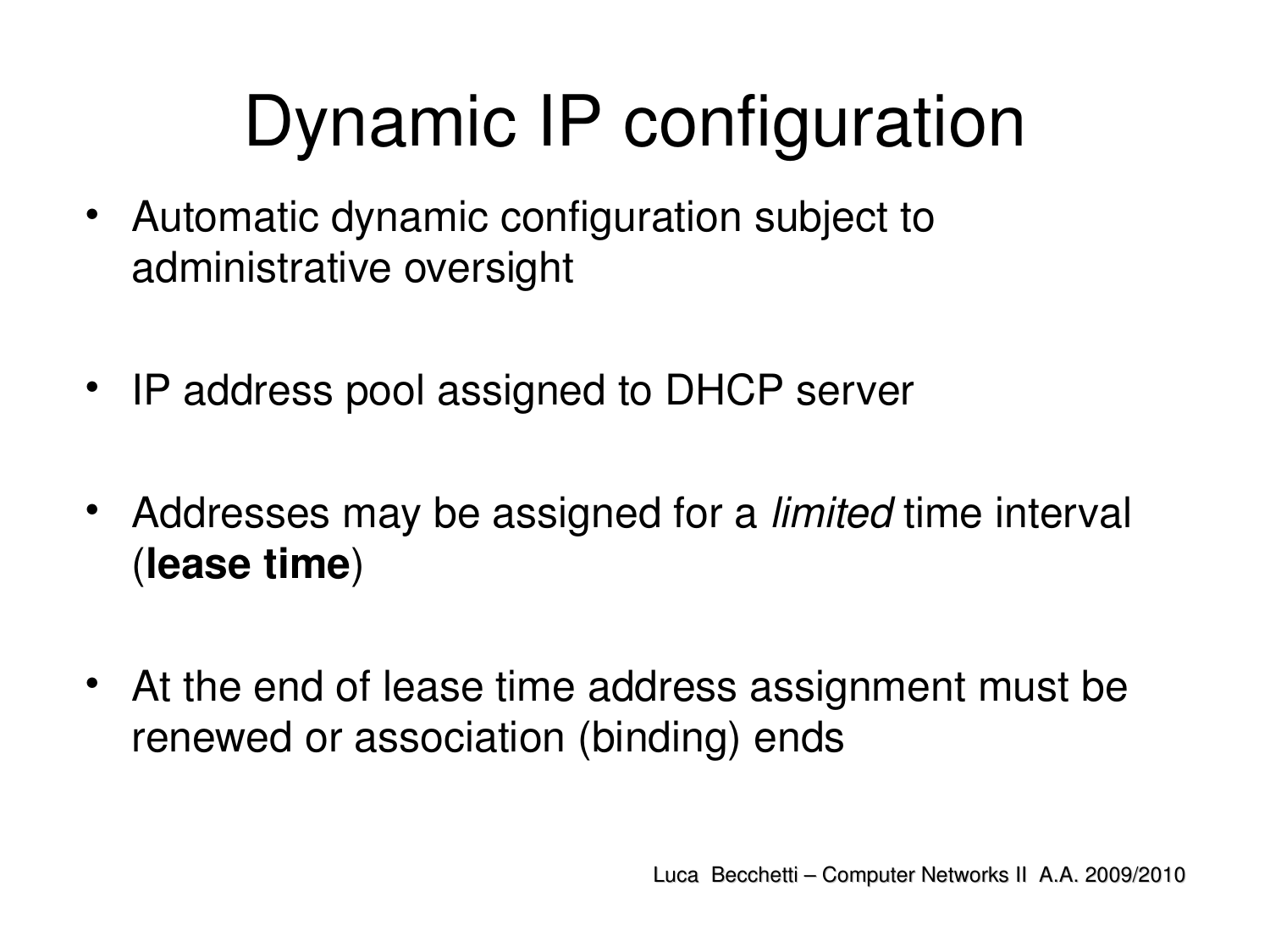# Dynamic IP configuration

- Automatic dynamic configuration subject to administrative oversight
- IP address pool assigned to DHCP server
- Addresses may be assigned for a *limited* time interval (**lease time**)
- At the end of lease time address assignment must be renewed or association (binding) ends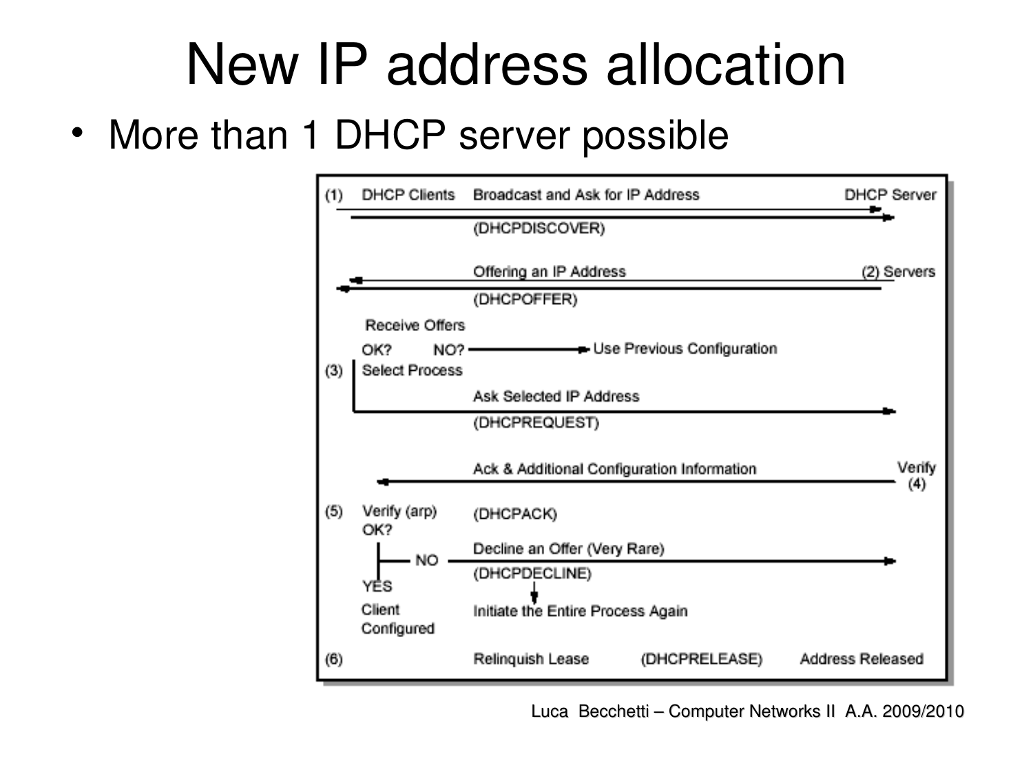# New IP address allocation

- More than 1 DHCP server possible

(1) DHCP Clients — Broadcast and Ask for IP Address (DHCPDISCOVER) → DHCP Server

Offering an IP Address (DHCPOFFER) ← (2) Servers

(3) Receive Offers
OK? NO? → Use Previous Configuration
Select Process
Ask Selected IP Address (DHCPREQUEST) →

Ack & Additional Configuration Information ← Verify (4)

(5) Verify (arp) (DHCPACK)
OK?
NO → Decline an Offer (Very Rare) (DHCPDECLINE) → Initiate the Entire Process Again
YES → Client Configured

(6) Relinquish Lease (DHCPRELEASE) Address Released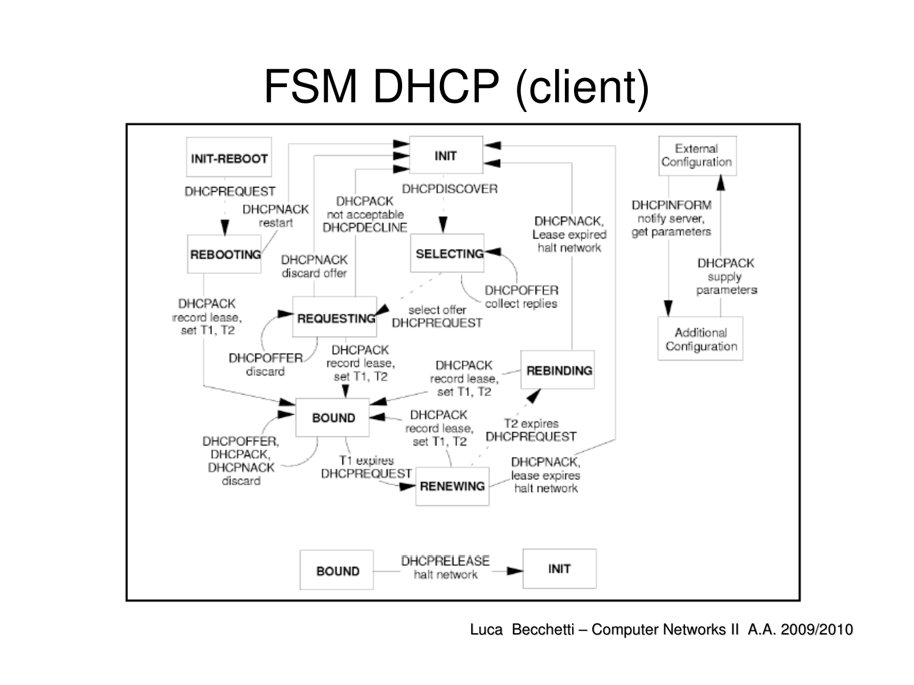# FSM DHCP (client)

INIT-REBOOT

DHCPREQUEST

REBOOTING

DHCPNACK restart

INIT

DHCPDISCOVER

SELECTING

DHCPACK not acceptable DHCPDECLINE

DHCPNACK discard offer

DHCPOFFER collect replies

select offer DHCPREQUEST

REQUESTING

DHCPOFFER discard

DHCPACK record lease, set T1, T2

BOUND

DHCPOFFER, DHCPACK, DHCPNACK discard

T1 expires DHCPREQUEST

RENEWING

DHCPACK record lease, set T1, T2

T2 expires DHCPREQUEST

REBINDING

DHCPNACK, Lease expired halt network

DHCPNACK, lease expires halt network

External Configuration

DHCPINFORM notify server, get parameters

DHCPACK supply parameters

Additional Configuration

BOUND — DHCPRELEASE halt network → INIT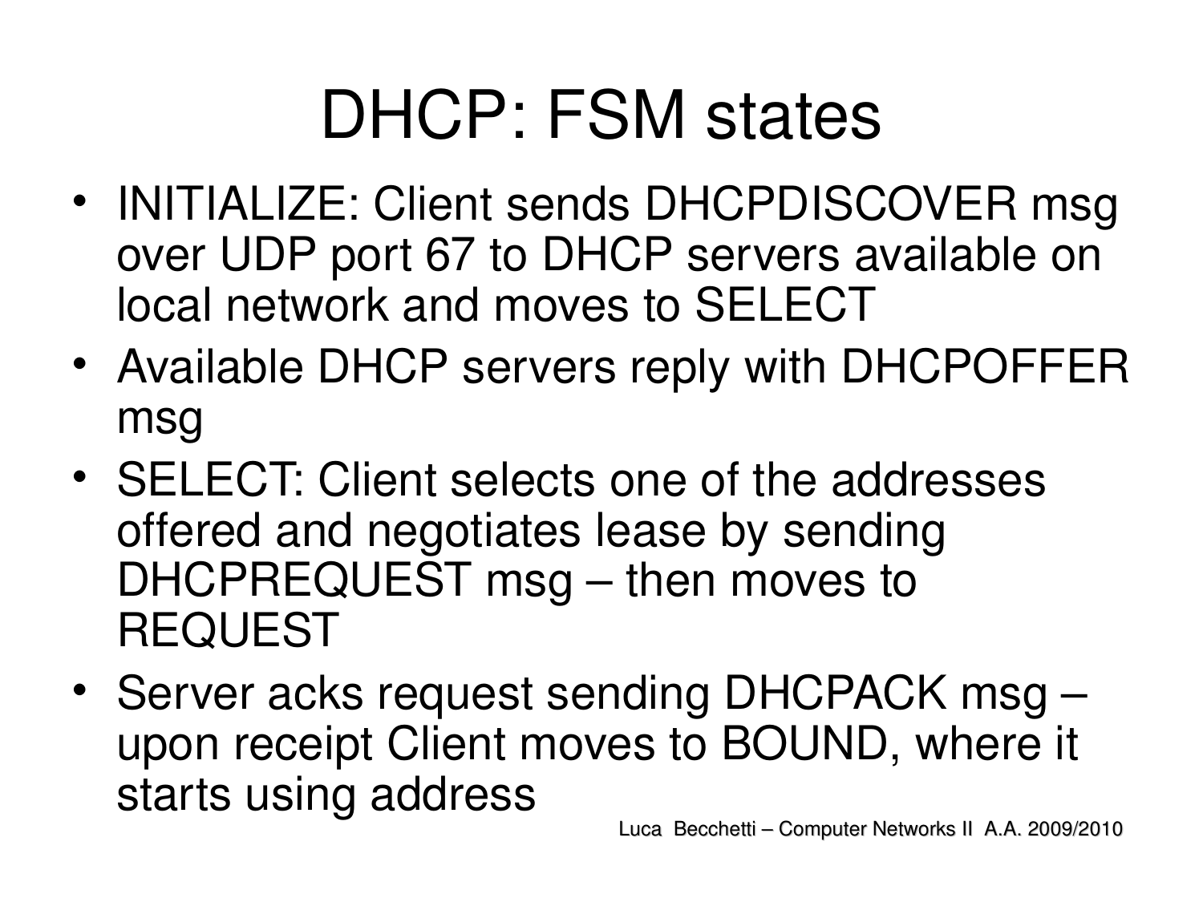# DHCP: FSM states

- INITIALIZE: Client sends DHCPDISCOVER msg over UDP port 67 to DHCP servers available on local network and moves to SELECT
- Available DHCP servers reply with DHCPOFFER msg
- SELECT: Client selects one of the addresses offered and negotiates lease by sending DHCPREQUEST msg – then moves to REQUEST
- Server acks request sending DHCPACK msg – upon receipt Client moves to BOUND, where it starts using address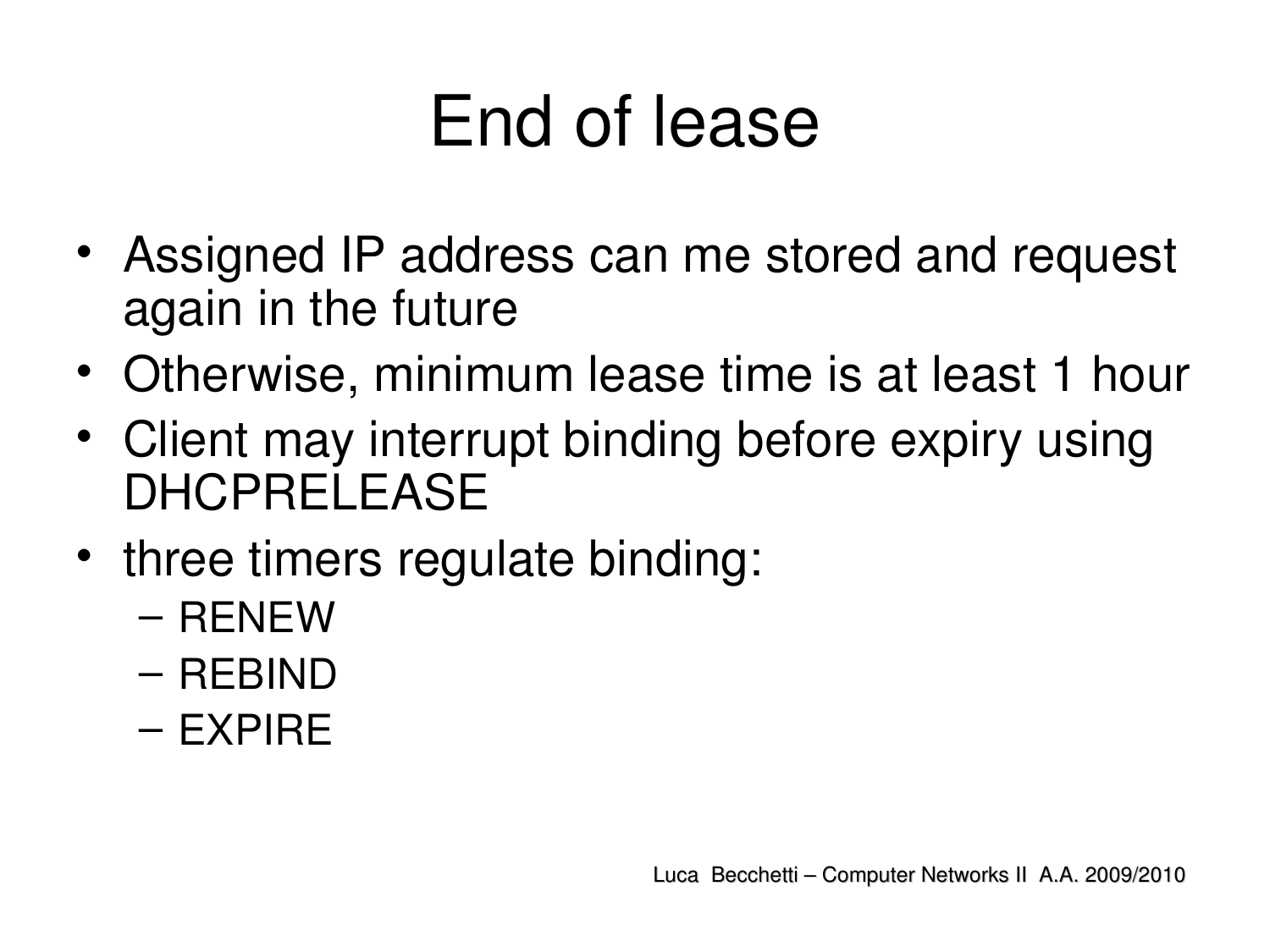# End of lease

- Assigned IP address can me stored and request again in the future
- Otherwise, minimum lease time is at least 1 hour
- Client may interrupt binding before expiry using DHCPRELEASE
- three timers regulate binding:
  - RENEW
  - REBIND
  - EXPIRE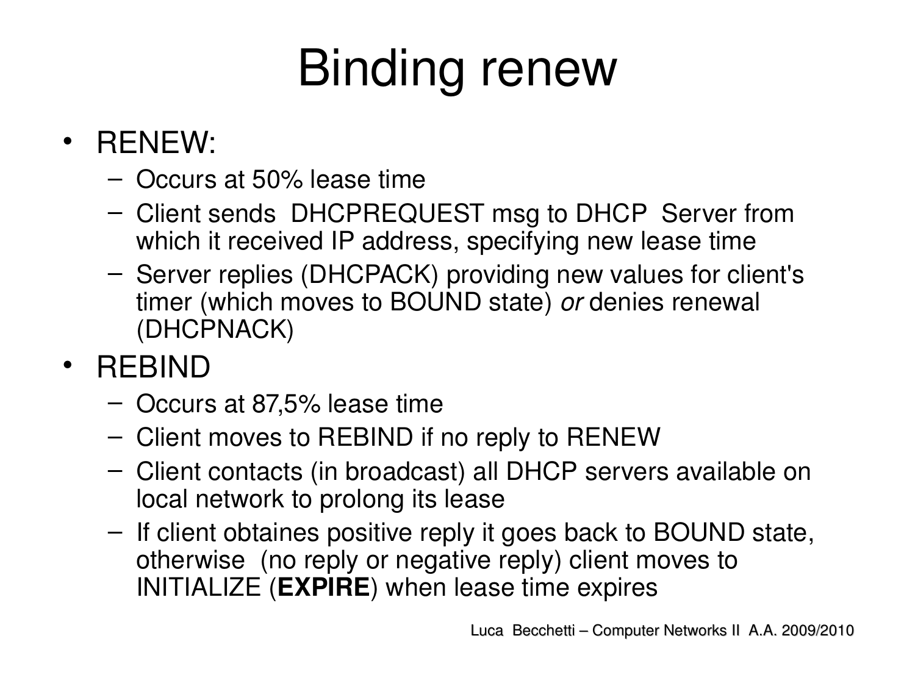# Binding renew

- RENEW:
  - Occurs at 50% lease time
  - Client sends DHCPREQUEST msg to DHCP Server from which it received IP address, specifying new lease time
  - Server replies (DHCPACK) providing new values for client's timer (which moves to BOUND state) *or* denies renewal (DHCPNACK)
- REBIND
  - Occurs at 87,5% lease time
  - Client moves to REBIND if no reply to RENEW
  - Client contacts (in broadcast) all DHCP servers available on local network to prolong its lease
  - If client obtaines positive reply it goes back to BOUND state, otherwise (no reply or negative reply) client moves to INITIALIZE (**EXPIRE**) when lease time expires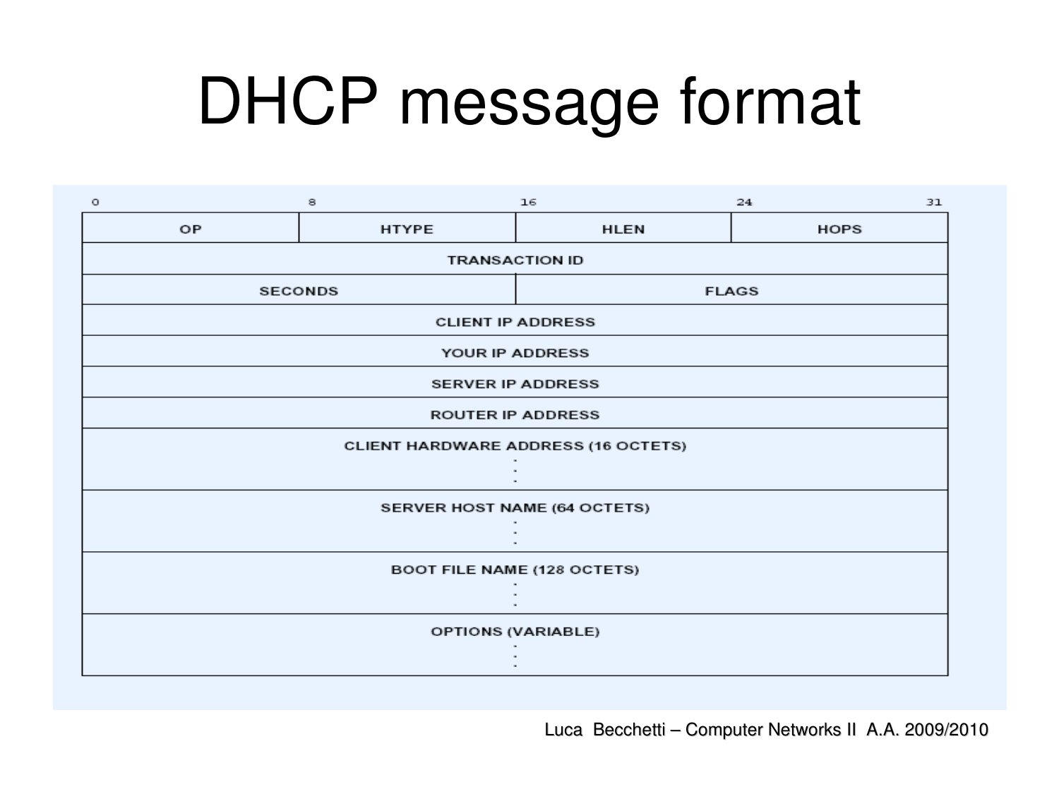# DHCP message format

| 0 | 8 | 16 | 24 | 31 |
|---|---|---|---|---|
| OP | HTYPE | HLEN | HOPS | |
| TRANSACTION ID | | | | |
| SECONDS | | FLAGS | | |
| CLIENT IP ADDRESS | | | | |
| YOUR IP ADDRESS | | | | |
| SERVER IP ADDRESS | | | | |
| ROUTER IP ADDRESS | | | | |
| CLIENT HARDWARE ADDRESS (16 OCTETS) ... | | | | |
| SERVER HOST NAME (64 OCTETS) ... | | | | |
| BOOT FILE NAME (128 OCTETS) ... | | | | |
| OPTIONS (VARIABLE) ... | | | | |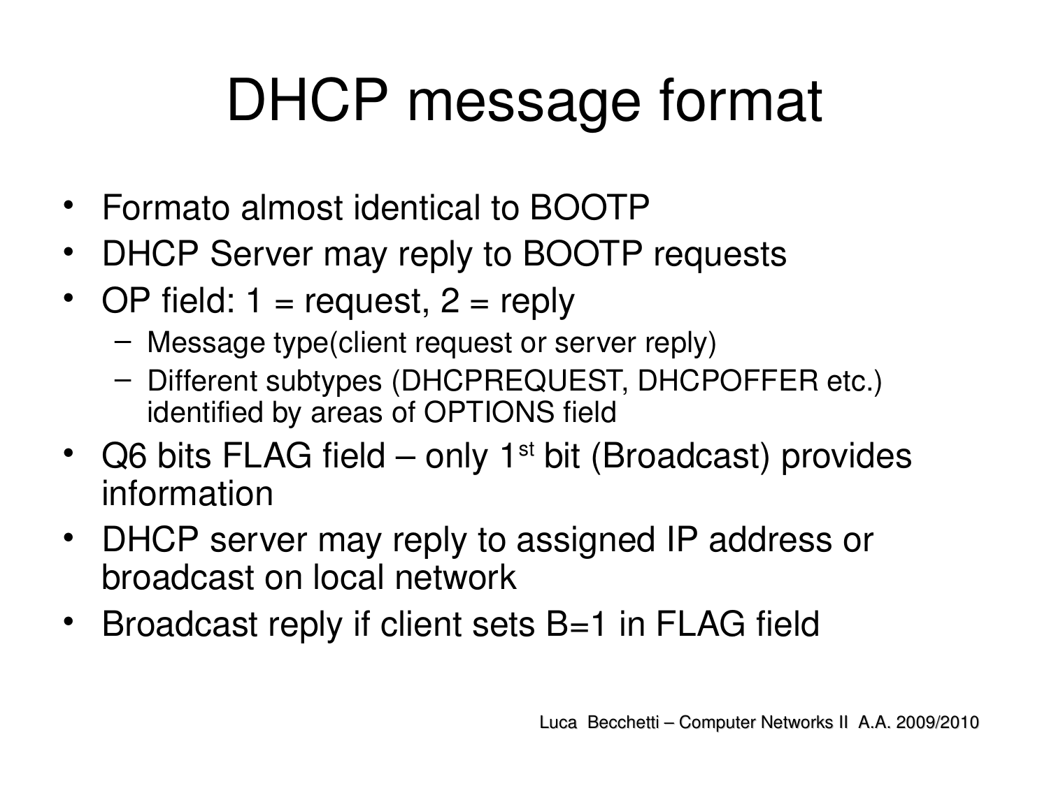# DHCP message format

- Formato almost identical to BOOTP
- DHCP Server may reply to BOOTP requests
- OP field: 1 = request, 2 = reply
  - Message type(client request or server reply)
  - Different subtypes (DHCPREQUEST, DHCPOFFER etc.) identified by areas of OPTIONS field
- Q6 bits FLAG field – only 1st bit (Broadcast) provides information
- DHCP server may reply to assigned IP address or broadcast on local network
- Broadcast reply if client sets B=1 in FLAG field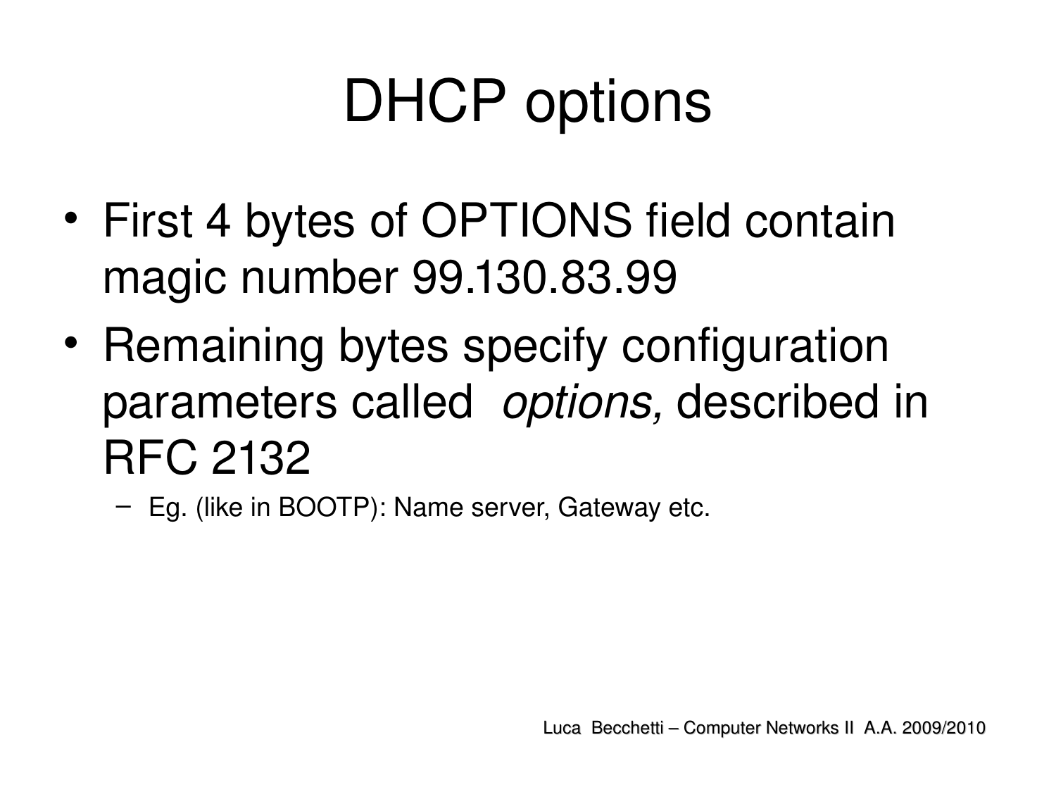# DHCP options

- First 4 bytes of OPTIONS field contain magic number 99.130.83.99
- Remaining bytes specify configuration parameters called *options,* described in RFC 2132
  - Eg. (like in BOOTP): Name server, Gateway etc.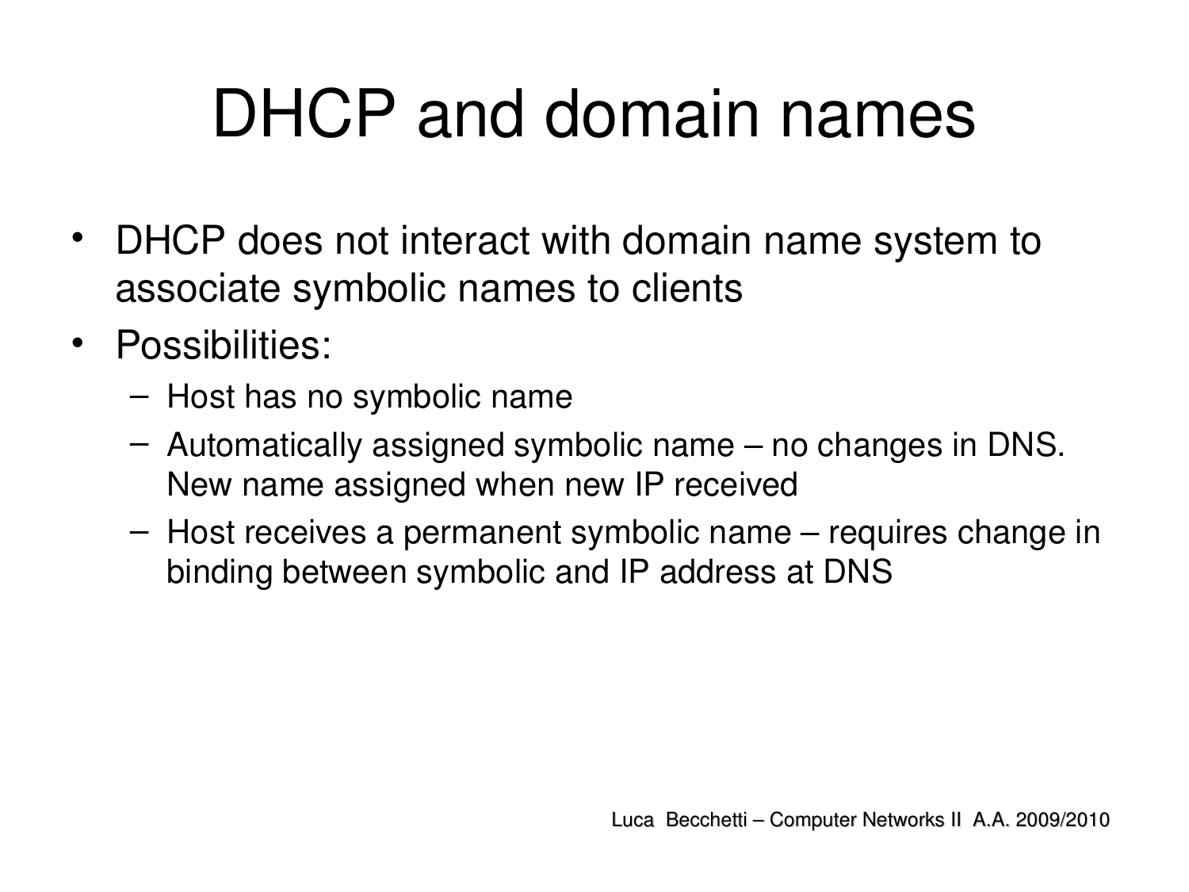# DHCP and domain names

- DHCP does not interact with domain name system to associate symbolic names to clients
- Possibilities:
  - Host has no symbolic name
  - Automatically assigned symbolic name – no changes in DNS. New name assigned when new IP received
  - Host receives a permanent symbolic name – requires change in binding between symbolic and IP address at DNS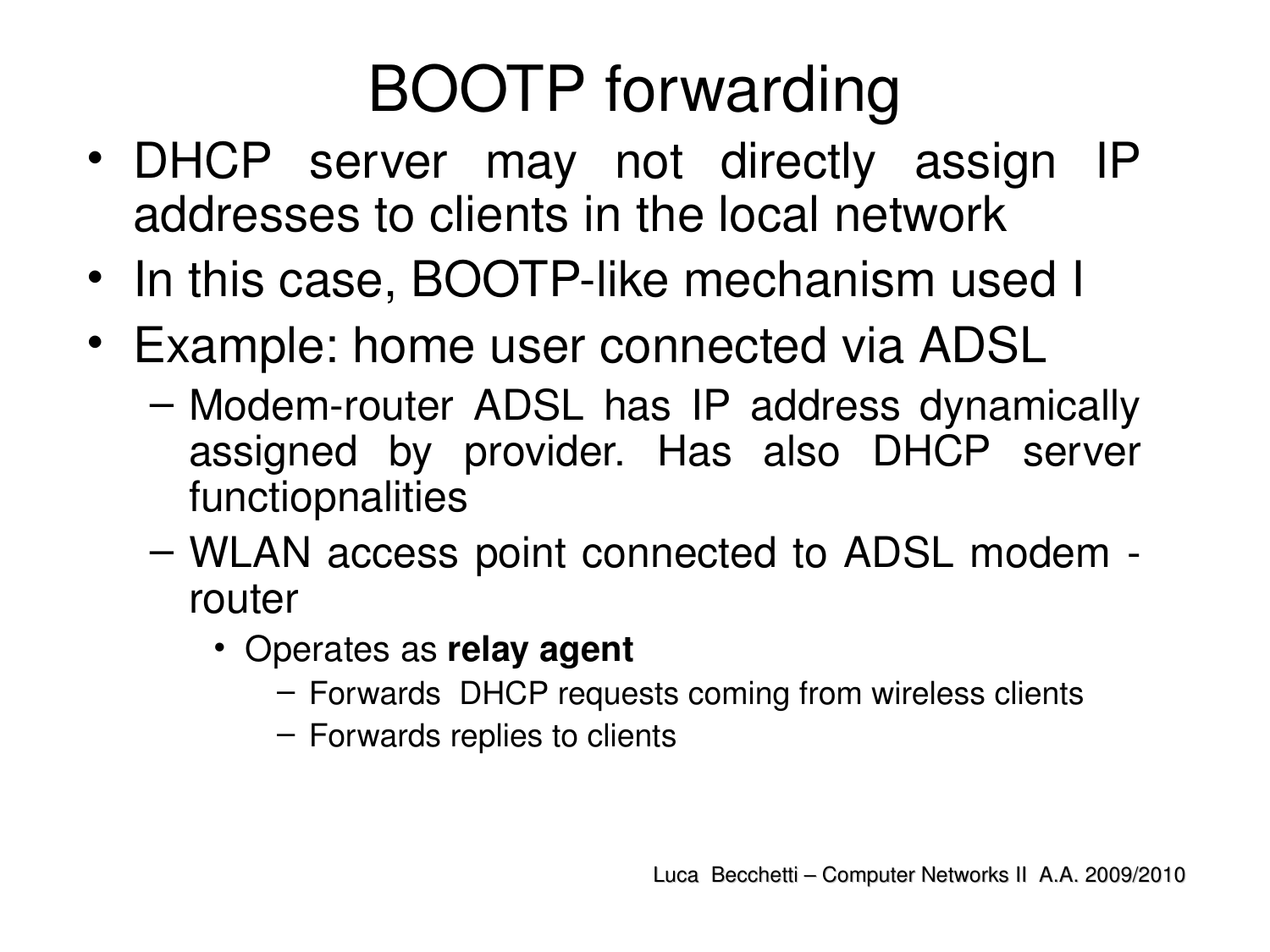# BOOTP forwarding

- DHCP server may not directly assign IP addresses to clients in the local network
- In this case, BOOTP-like mechanism used I
- Example: home user connected via ADSL
  - Modem-router ADSL has IP address dynamically assigned by provider. Has also DHCP server functiopnalities
  - WLAN access point connected to ADSL modem - router
    - Operates as **relay agent**
      - Forwards DHCP requests coming from wireless clients
      - Forwards replies to clients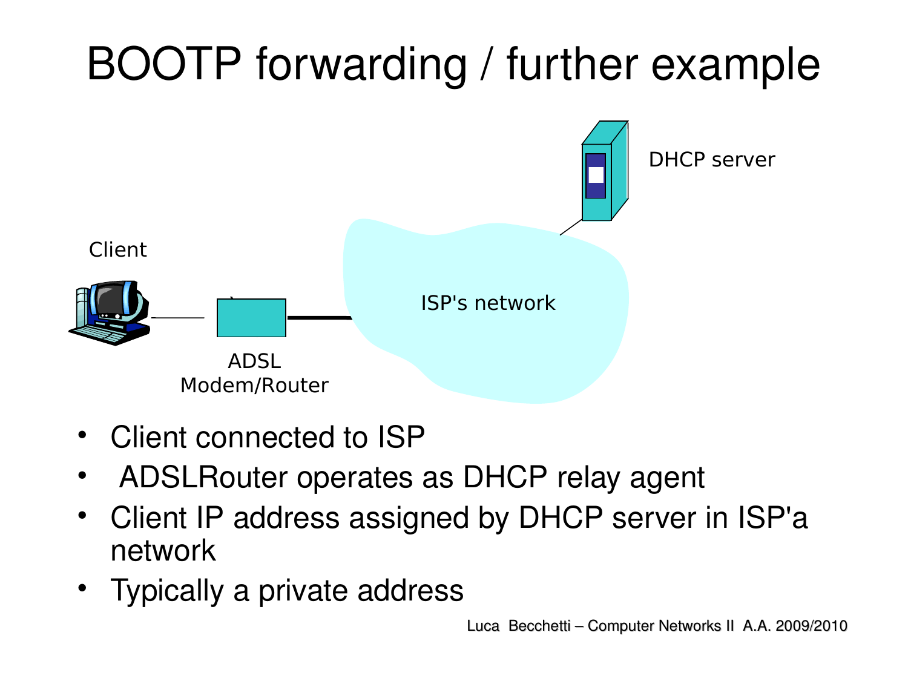# BOOTP forwarding / further example

DHCP server

Client

ISP's network

ADSL Modem/Router

- Client connected to ISP
- ADSLRouter operates as DHCP relay agent
- Client IP address assigned by DHCP server in ISP'a network
- Typically a private address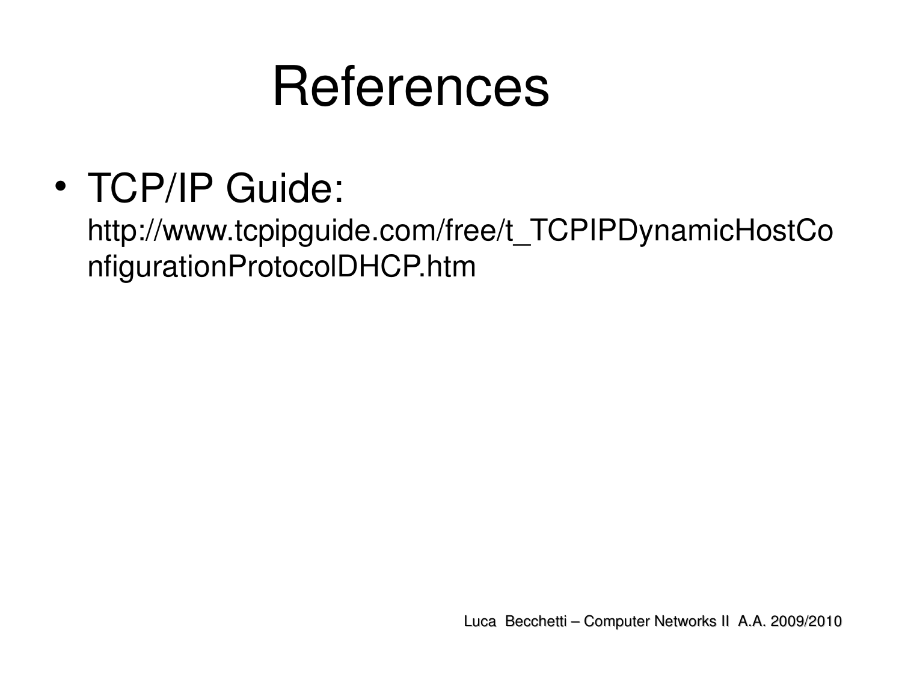# References

- TCP/IP Guide: http://www.tcpipguide.com/free/t_TCPIPDynamicHostConfigurationProtocolDHCP.htm